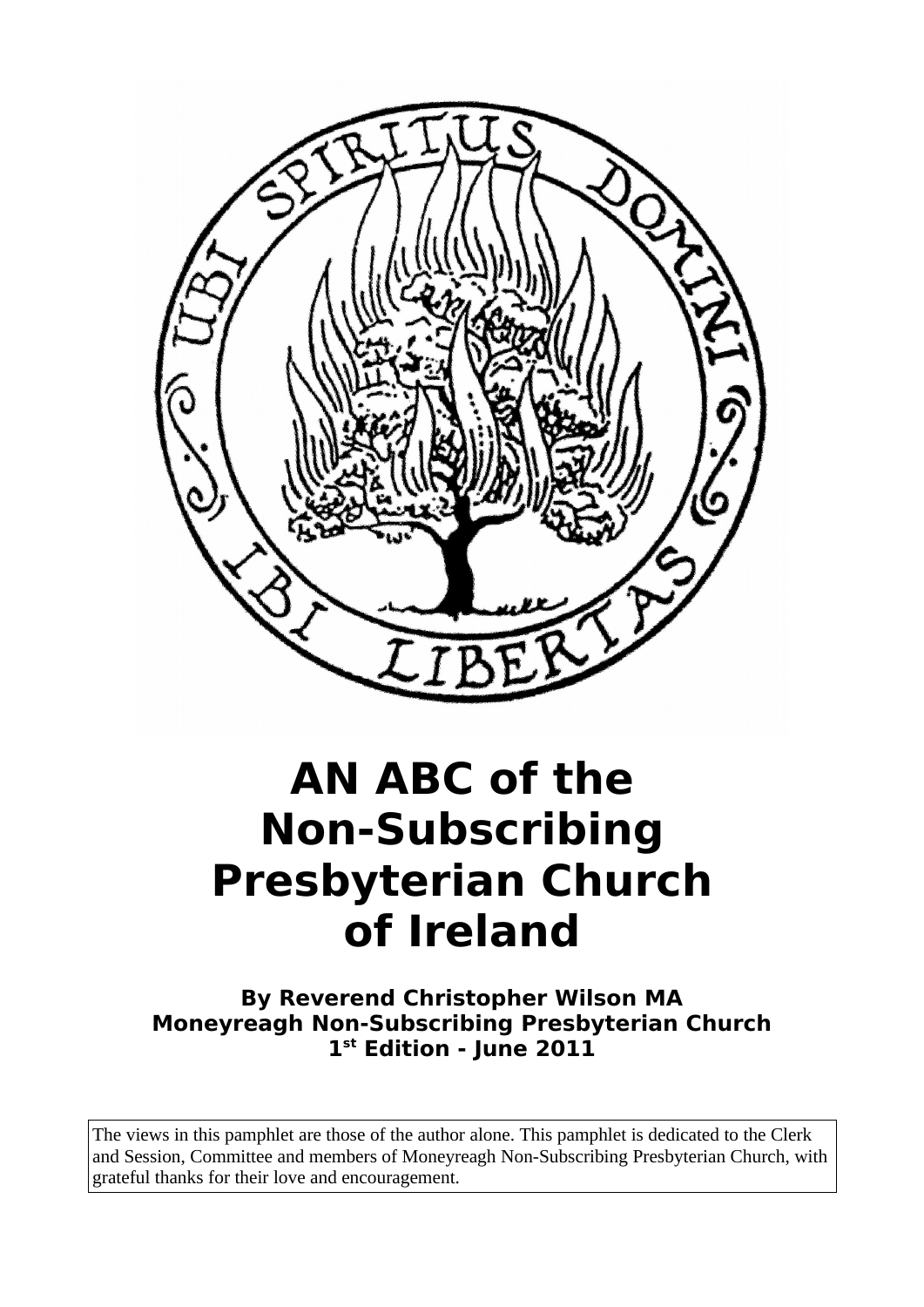# AN ABC of the Non-Subscribing Presbyterian Church of Ireland

**By Reverend Christopher Wilson MA**
**Moneyreagh Non-Subscribing Presbyterian Church**
**1st Edition - June 2011**

The views in this pamphlet are those of the author alone. This pamphlet is dedicated to the Clerk and Session, Committee and members of Moneyreagh Non-Subscribing Presbyterian Church, with grateful thanks for their love and encouragement.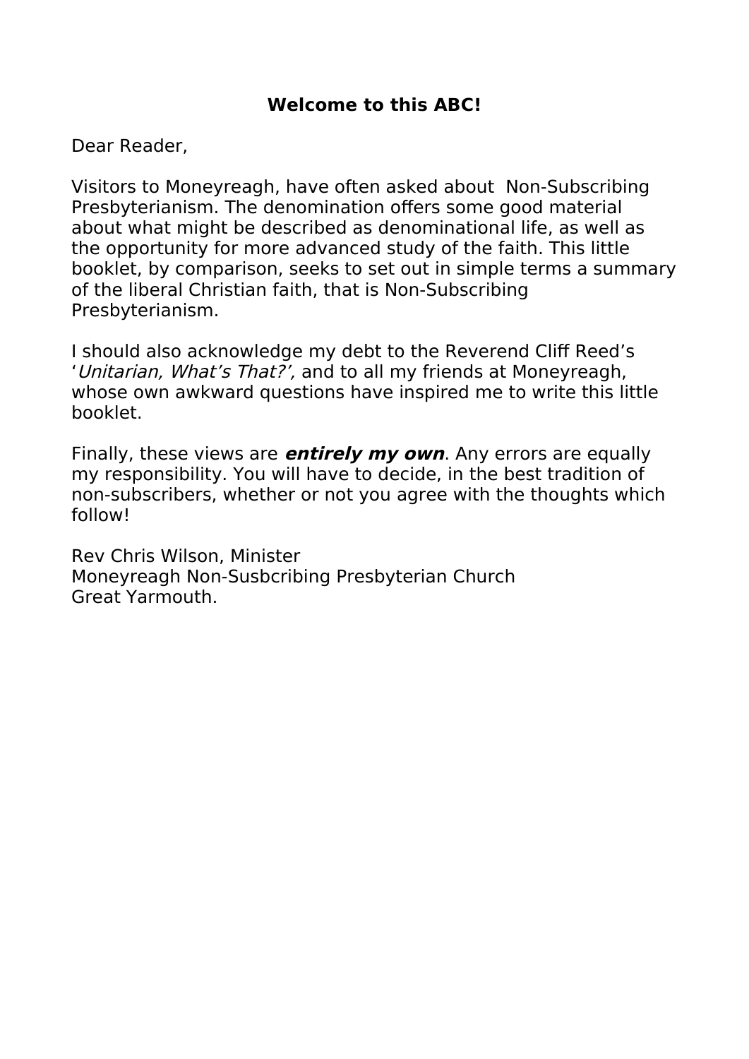**Welcome to this ABC!**

Dear Reader,

Visitors to Moneyreagh, have often asked about  Non-Subscribing Presbyterianism. The denomination offers some good material about what might be described as denominational life, as well as the opportunity for more advanced study of the faith. This little booklet, by comparison, seeks to set out in simple terms a summary of the liberal Christian faith, that is Non-Subscribing Presbyterianism.

I should also acknowledge my debt to the Reverend Cliff Reed's '*Unitarian, What's That?',* and to all my friends at Moneyreagh, whose own awkward questions have inspired me to write this little booklet.

Finally, these views are ***entirely my own***. Any errors are equally my responsibility. You will have to decide, in the best tradition of non-subscribers, whether or not you agree with the thoughts which follow!

Rev Chris Wilson, Minister
Moneyreagh Non-Susbcribing Presbyterian Church
Great Yarmouth.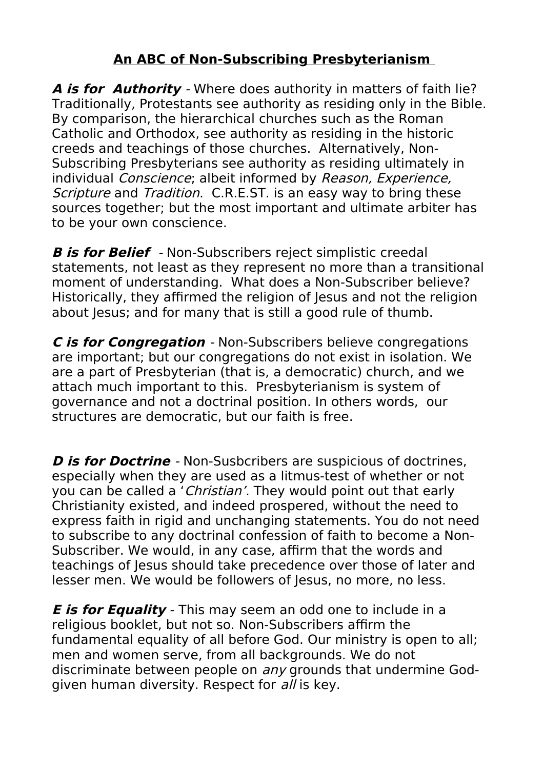# An ABC of Non-Subscribing Presbyterianism

***A is for Authority*** - Where does authority in matters of faith lie? Traditionally, Protestants see authority as residing only in the Bible. By comparison, the hierarchical churches such as the Roman Catholic and Orthodox, see authority as residing in the historic creeds and teachings of those churches. Alternatively, Non-Subscribing Presbyterians see authority as residing ultimately in individual *Conscience*; albeit informed by *Reason, Experience, Scripture* and *Tradition*. C.R.E.ST. is an easy way to bring these sources together; but the most important and ultimate arbiter has to be your own conscience.

***B is for Belief*** - Non-Subscribers reject simplistic creedal statements, not least as they represent no more than a transitional moment of understanding. What does a Non-Subscriber believe? Historically, they affirmed the religion of Jesus and not the religion about Jesus; and for many that is still a good rule of thumb.

***C is for Congregation*** - Non-Subscribers believe congregations are important; but our congregations do not exist in isolation. We are a part of Presbyterian (that is, a democratic) church, and we attach much important to this. Presbyterianism is system of governance and not a doctrinal position. In others words, our structures are democratic, but our faith is free.

***D is for Doctrine*** - Non-Susbcribers are suspicious of doctrines, especially when they are used as a litmus-test of whether or not you can be called a '*Christian*'. They would point out that early Christianity existed, and indeed prospered, without the need to express faith in rigid and unchanging statements. You do not need to subscribe to any doctrinal confession of faith to become a Non-Subscriber. We would, in any case, affirm that the words and teachings of Jesus should take precedence over those of later and lesser men. We would be followers of Jesus, no more, no less.

***E is for Equality*** - This may seem an odd one to include in a religious booklet, but not so. Non-Subscribers affirm the fundamental equality of all before God. Our ministry is open to all; men and women serve, from all backgrounds. We do not discriminate between people on *any* grounds that undermine God-given human diversity. Respect for *all* is key.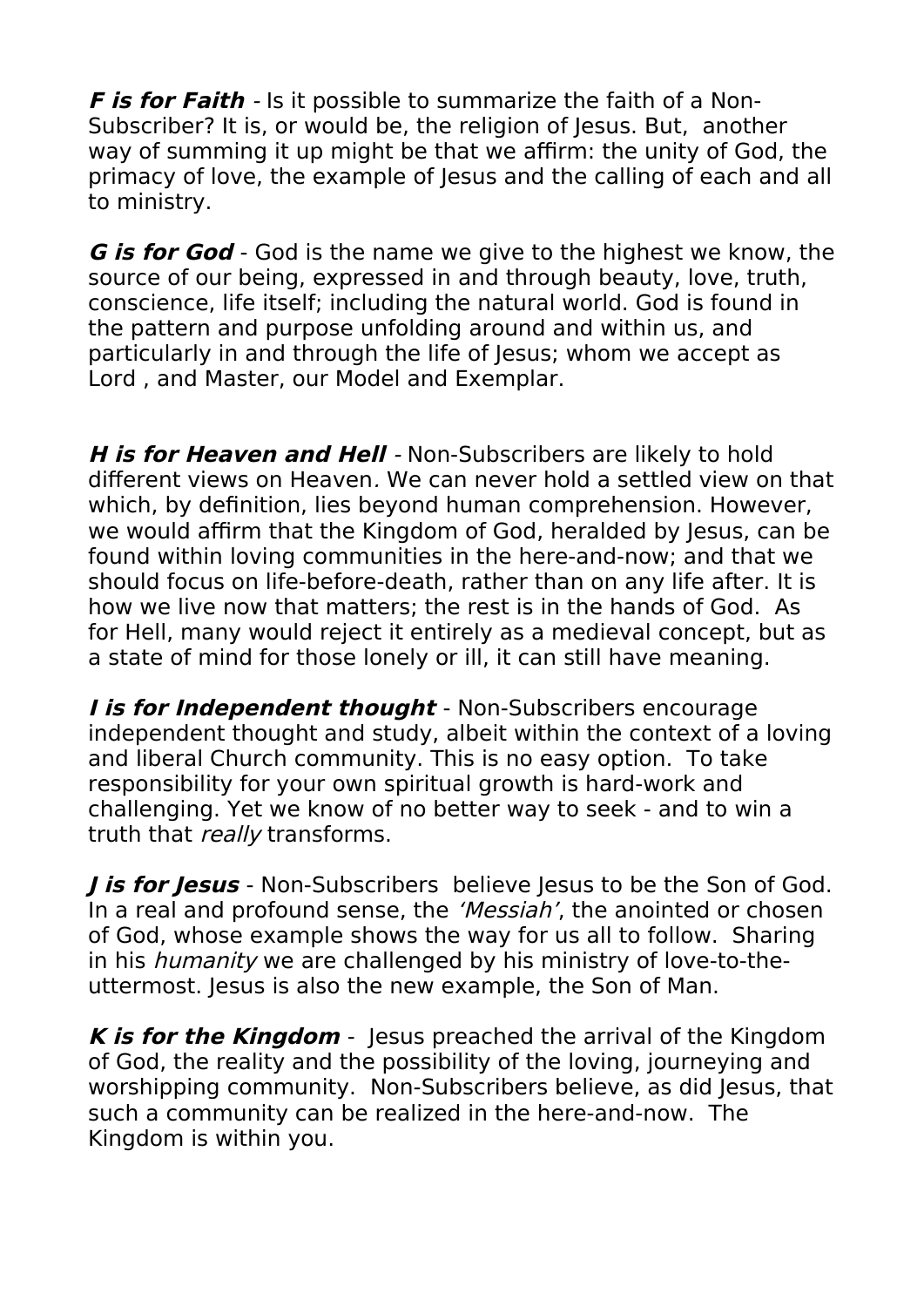***F is for Faith*** - Is it possible to summarize the faith of a Non-Subscriber? It is, or would be, the religion of Jesus. But, another way of summing it up might be that we affirm: the unity of God, the primacy of love, the example of Jesus and the calling of each and all to ministry.

***G is for God*** - God is the name we give to the highest we know, the source of our being, expressed in and through beauty, love, truth, conscience, life itself; including the natural world. God is found in the pattern and purpose unfolding around and within us, and particularly in and through the life of Jesus; whom we accept as Lord , and Master, our Model and Exemplar.

***H is for Heaven and Hell*** - Non-Subscribers are likely to hold different views on Heaven. We can never hold a settled view on that which, by definition, lies beyond human comprehension. However, we would affirm that the Kingdom of God, heralded by Jesus, can be found within loving communities in the here-and-now; and that we should focus on life-before-death, rather than on any life after. It is how we live now that matters; the rest is in the hands of God. As for Hell, many would reject it entirely as a medieval concept, but as a state of mind for those lonely or ill, it can still have meaning.

***I is for Independent thought*** - Non-Subscribers encourage independent thought and study, albeit within the context of a loving and liberal Church community. This is no easy option. To take responsibility for your own spiritual growth is hard-work and challenging. Yet we know of no better way to seek - and to win a truth that *really* transforms.

***J is for Jesus*** - Non-Subscribers believe Jesus to be the Son of God. In a real and profound sense, the *'Messiah'*, the anointed or chosen of God, whose example shows the way for us all to follow. Sharing in his *humanity* we are challenged by his ministry of love-to-the-uttermost. Jesus is also the new example, the Son of Man.

***K is for the Kingdom*** - Jesus preached the arrival of the Kingdom of God, the reality and the possibility of the loving, journeying and worshipping community. Non-Subscribers believe, as did Jesus, that such a community can be realized in the here-and-now. The Kingdom is within you.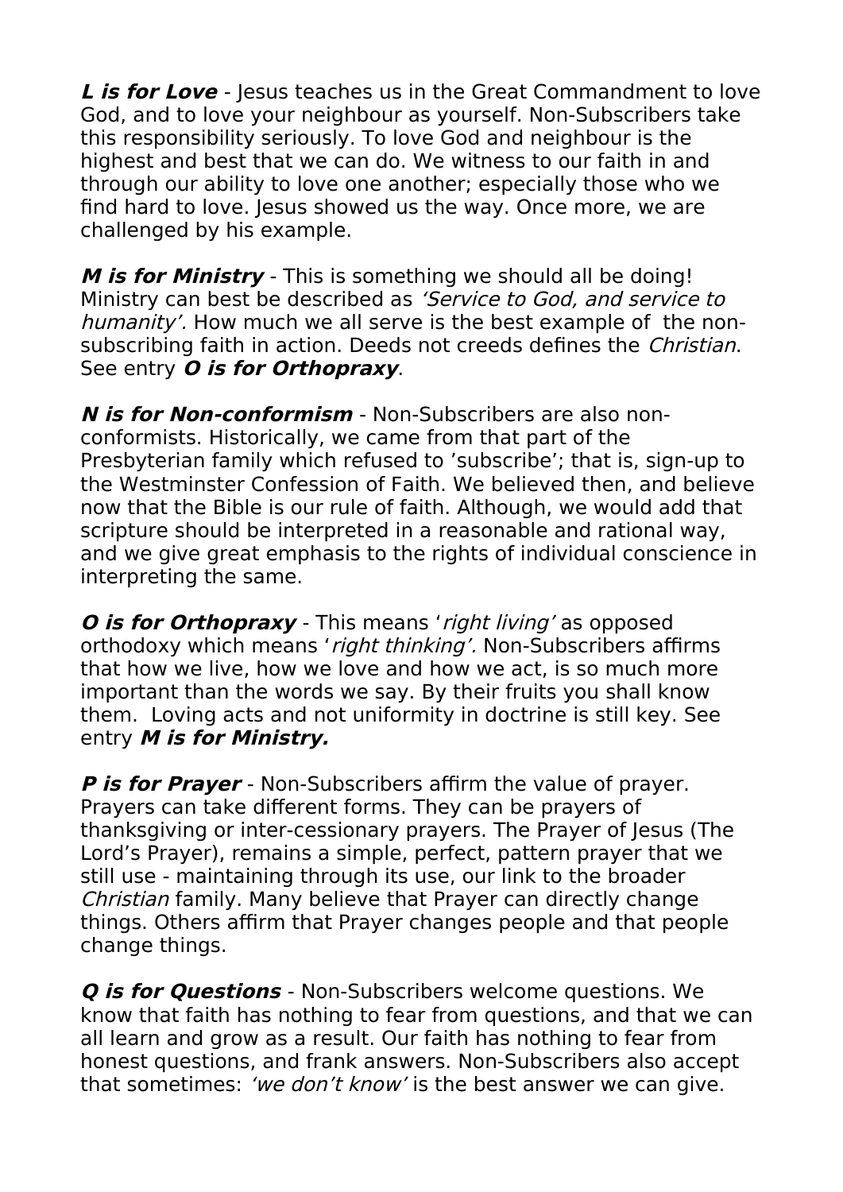***L is for Love*** - Jesus teaches us in the Great Commandment to love God, and to love your neighbour as yourself. Non-Subscribers take this responsibility seriously. To love God and neighbour is the highest and best that we can do. We witness to our faith in and through our ability to love one another; especially those who we find hard to love. Jesus showed us the way. Once more, we are challenged by his example.

***M is for Ministry*** - This is something we should all be doing! Ministry can best be described as *'Service to God, and service to humanity'.* How much we all serve is the best example of the non-subscribing faith in action. Deeds not creeds defines the *Christian*. See entry ***O is for Orthopraxy***.

***N is for Non-conformism*** - Non-Subscribers are also non-conformists. Historically, we came from that part of the Presbyterian family which refused to 'subscribe'; that is, sign-up to the Westminster Confession of Faith. We believed then, and believe now that the Bible is our rule of faith. Although, we would add that scripture should be interpreted in a reasonable and rational way, and we give great emphasis to the rights of individual conscience in interpreting the same.

***O is for Orthopraxy*** - This means '*right living'* as opposed orthodoxy which means '*right thinking'.* Non-Subscribers affirms that how we live, how we love and how we act, is so much more important than the words we say. By their fruits you shall know them. Loving acts and not uniformity in doctrine is still key. See entry ***M is for Ministry.***

***P is for Prayer*** - Non-Subscribers affirm the value of prayer. Prayers can take different forms. They can be prayers of thanksgiving or inter-cessionary prayers. The Prayer of Jesus (The Lord's Prayer), remains a simple, perfect, pattern prayer that we still use - maintaining through its use, our link to the broader *Christian* family. Many believe that Prayer can directly change things. Others affirm that Prayer changes people and that people change things.

***Q is for Questions*** - Non-Subscribers welcome questions. We know that faith has nothing to fear from questions, and that we can all learn and grow as a result. Our faith has nothing to fear from honest questions, and frank answers. Non-Subscribers also accept that sometimes: *'we don't know'* is the best answer we can give.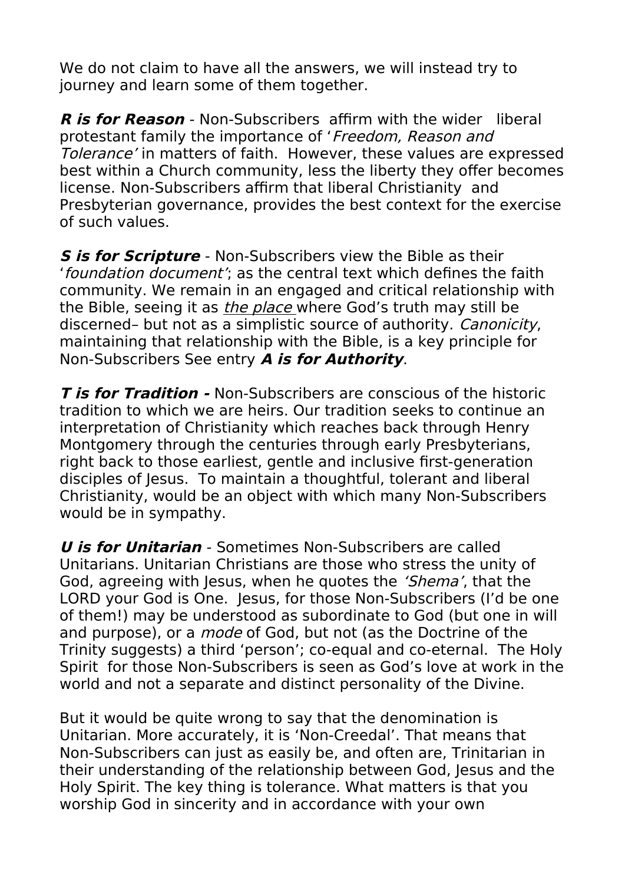We do not claim to have all the answers, we will instead try to journey and learn some of them together.

***R is for Reason*** - Non-Subscribers affirm with the wider liberal protestant family the importance of '*Freedom, Reason and Tolerance'* in matters of faith. However, these values are expressed best within a Church community, less the liberty they offer becomes license. Non-Subscribers affirm that liberal Christianity and Presbyterian governance, provides the best context for the exercise of such values.

***S is for Scripture*** - Non-Subscribers view the Bible as their '*foundation document'*; as the central text which defines the faith community. We remain in an engaged and critical relationship with the Bible, seeing it as <u>*the place*</u> where God's truth may still be discerned– but not as a simplistic source of authority. *Canonicity*, maintaining that relationship with the Bible, is a key principle for Non-Subscribers See entry ***A is for Authority***.

***T is for Tradition -*** Non-Subscribers are conscious of the historic tradition to which we are heirs. Our tradition seeks to continue an interpretation of Christianity which reaches back through Henry Montgomery through the centuries through early Presbyterians, right back to those earliest, gentle and inclusive first-generation disciples of Jesus. To maintain a thoughtful, tolerant and liberal Christianity, would be an object with which many Non-Subscribers would be in sympathy.

***U is for Unitarian*** - Sometimes Non-Subscribers are called Unitarians. Unitarian Christians are those who stress the unity of God, agreeing with Jesus, when he quotes the *'Shema'*, that the LORD your God is One. Jesus, for those Non-Subscribers (I'd be one of them!) may be understood as subordinate to God (but one in will and purpose), or a *mode* of God, but not (as the Doctrine of the Trinity suggests) a third 'person'; co-equal and co-eternal. The Holy Spirit for those Non-Subscribers is seen as God's love at work in the world and not a separate and distinct personality of the Divine.

But it would be quite wrong to say that the denomination is Unitarian. More accurately, it is 'Non-Creedal'. That means that Non-Subscribers can just as easily be, and often are, Trinitarian in their understanding of the relationship between God, Jesus and the Holy Spirit. The key thing is tolerance. What matters is that you worship God in sincerity and in accordance with your own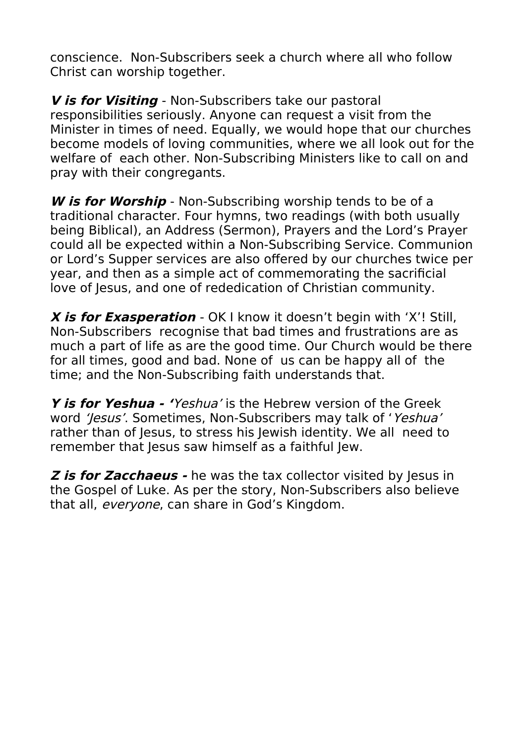conscience.  Non-Subscribers seek a church where all who follow Christ can worship together.

***V is for Visiting*** - Non-Subscribers take our pastoral responsibilities seriously. Anyone can request a visit from the Minister in times of need. Equally, we would hope that our churches become models of loving communities, where we all look out for the welfare of  each other. Non-Subscribing Ministers like to call on and pray with their congregants.

***W is for Worship*** - Non-Subscribing worship tends to be of a traditional character. Four hymns, two readings (with both usually being Biblical), an Address (Sermon), Prayers and the Lord's Prayer could all be expected within a Non-Subscribing Service. Communion or Lord's Supper services are also offered by our churches twice per year, and then as a simple act of commemorating the sacrificial love of Jesus, and one of rededication of Christian community.

***X is for Exasperation*** - OK I know it doesn't begin with 'X'! Still, Non-Subscribers  recognise that bad times and frustrations are as much a part of life as are the good time. Our Church would be there for all times, good and bad. None of  us can be happy all of  the time; and the Non-Subscribing faith understands that.

***Y is for Yeshua - '****Yeshua'* is the Hebrew version of the Greek word *'Jesus'*. Sometimes, Non-Subscribers may talk of '*Yeshua'* rather than of Jesus, to stress his Jewish identity. We all  need to remember that Jesus saw himself as a faithful Jew.

***Z is for Zacchaeus -*** he was the tax collector visited by Jesus in the Gospel of Luke. As per the story, Non-Subscribers also believe that all, *everyone*, can share in God's Kingdom.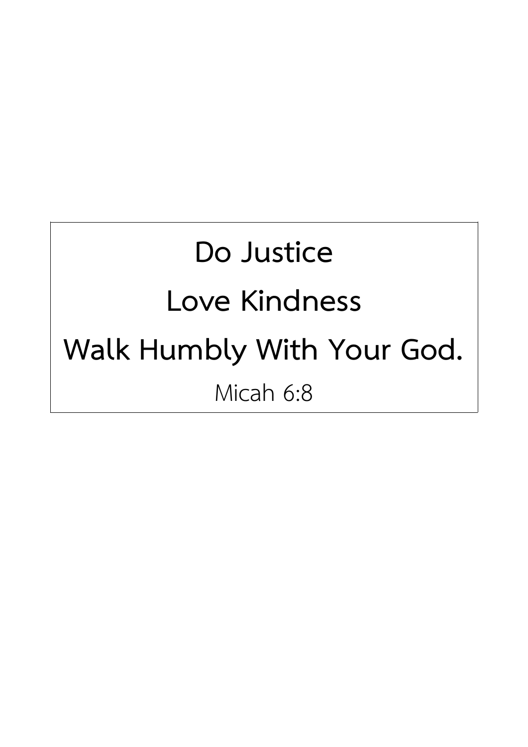Do Justice

Love Kindness

Walk Humbly With Your God.

Micah 6:8